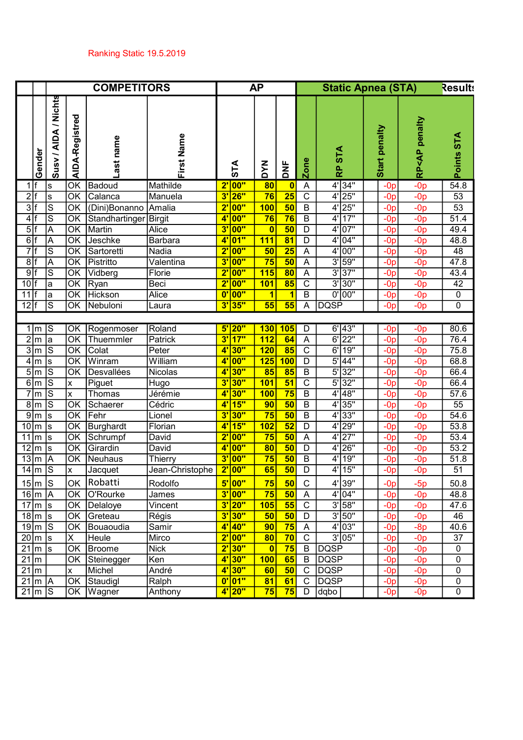Ranking Static 19.5.2019

| | COMPETITORS | | | | | AP | | | Static Apnea (STA) | | | | Results |
|---|---|---|---|---|---|---|---|---|---|---|---|---|---|
| | Gender | Susv / AIDA / Nichts | AIDA-Registred | Last name | First Name | STA | DYN | DNF | Zone | RP STA | Start penalty | RP<AP penalty | Points STA |
| 1 | f | s | OK | Badoud | Mathilde | 2' 00" | 80 | 0 | A | 4' 34" | -0p | -0p | 54.8 |
| 2 | f | s | OK | Calanca | Manuela | 3' 26" | 76 | 25 | C | 4' 25" | -0p | -0p | 53 |
| 3 | f | S | OK | (Dini)Bonanno | Amalia | 2' 00" | 100 | 50 | B | 4' 25" | -0p | -0p | 53 |
| 4 | f | S | OK | Standhartinger | Birgit | 4' 00" | 76 | 76 | B | 4' 17" | -0p | -0p | 51.4 |
| 5 | f | A | OK | Martin | Alice | 3' 00" | 0 | 50 | D | 4' 07" | -0p | -0p | 49.4 |
| 6 | f | A | OK | Jeschke | Barbara | 4' 01" | 111 | 81 | D | 4' 04" | -0p | -0p | 48.8 |
| 7 | f | S | OK | Sartoretti | Nadia | 2' 00" | 50 | 25 | A | 4' 00" | -0p | -0p | 48 |
| 8 | f | A | OK | Pistritto | Valentina | 3' 00" | 75 | 50 | A | 3' 59" | -0p | -0p | 47.8 |
| 9 | f | S | OK | Vidberg | Florie | 2' 00" | 115 | 80 | A | 3' 37" | -0p | -0p | 43.4 |
| 10 | f | a | OK | Ryan | Beci | 2' 00" | 101 | 85 | C | 3' 30" | -0p | -0p | 42 |
| 11 | f | a | OK | Hickson | Alice | 0' 00" | 1 | 1 | B | 0' 00" | -0p | -0p | 0 |
| 12 | f | S | OK | Nebuloni | Laura | 3' 35" | 55 | 55 | A | DQSP | -0p | -0p | 0 |
| | | | | | | | | | | | | | |
| 1 | m | S | OK | Rogenmoser | Roland | 5' 20" | 130 | 105 | D | 6' 43" | -0p | -0p | 80.6 |
| 2 | m | a | OK | Thuemmler | Patrick | 3' 17" | 112 | 64 | A | 6' 22" | -0p | -0p | 76.4 |
| 3 | m | S | OK | Colat | Peter | 4' 30" | 120 | 85 | C | 6' 19" | -0p | -0p | 75.8 |
| 4 | m | s | OK | Winram | William | 4' 00" | 125 | 100 | D | 5' 44" | -0p | -0p | 68.8 |
| 5 | m | S | OK | Desvallées | Nicolas | 4' 30" | 85 | 85 | B | 5' 32" | -0p | -0p | 66.4 |
| 6 | m | S | x | Piguet | Hugo | 3' 30" | 101 | 51 | C | 5' 32" | -0p | -0p | 66.4 |
| 7 | m | S | x | Thomas | Jérémie | 4' 30" | 100 | 75 | B | 4' 48" | -0p | -0p | 57.6 |
| 8 | m | S | OK | Schaerer | Cédric | 4' 15" | 90 | 50 | B | 4' 35" | -0p | -0p | 55 |
| 9 | m | s | OK | Fehr | Lionel | 3' 30" | 75 | 50 | B | 4' 33" | -0p | -0p | 54.6 |
| 10 | m | s | OK | Burghardt | Florian | 4' 15" | 102 | 52 | D | 4' 29" | -0p | -0p | 53.8 |
| 11 | m | s | OK | Schrumpf | David | 2' 00" | 75 | 50 | A | 4' 27" | -0p | -0p | 53.4 |
| 12 | m | s | OK | Girardin | David | 4' 00" | 80 | 50 | D | 4' 26" | -0p | -0p | 53.2 |
| 13 | m | A | OK | Neuhaus | Thierry | 3' 00" | 75 | 50 | B | 4' 19" | -0p | -0p | 51.8 |
| 14 | m | S | x | Jacquet | Jean-Christophe | 2' 00" | 65 | 50 | D | 4' 15" | -0p | -0p | 51 |
| 15 | m | S | OK | Robatti | Rodolfo | 5' 00" | 75 | 50 | C | 4' 39" | -0p | -5p | 50.8 |
| 16 | m | A | OK | O'Rourke | James | 3' 00" | 75 | 50 | A | 4' 04" | -0p | -0p | 48.8 |
| 17 | m | s | OK | Delaloye | Vincent | 3' 20" | 105 | 55 | C | 3' 58" | -0p | -0p | 47.6 |
| 18 | m | s | OK | Greteau | Régis | 3' 30" | 50 | 50 | D | 3' 50" | -0p | -0p | 46 |
| 19 | m | S | OK | Bouaoudia | Samir | 4' 40" | 90 | 75 | A | 4' 03" | -0p | -8p | 40.6 |
| 20 | m | s | X | Heule | Mirco | 2' 00" | 80 | 70 | C | 3' 05" | -0p | -0p | 37 |
| 21 | m | s | OK | Broome | Nick | 2' 30" | 0 | 75 | B | DQSP | -0p | -0p | 0 |
| 21 | m | | OK | Steinegger | Ken | 4' 30" | 100 | 65 | B | DQSP | -0p | -0p | 0 |
| 21 | m | | x | Michel | André | 4' 30" | 60 | 50 | C | DQSP | -0p | -0p | 0 |
| 21 | m | A | OK | Staudigl | Ralph | 0' 01" | 81 | 61 | C | DQSP | -0p | -0p | 0 |
| 21 | m | S | OK | Wagner | Anthony | 4' 20" | 75 | 75 | D | dqbo | -0p | -0p | 0 |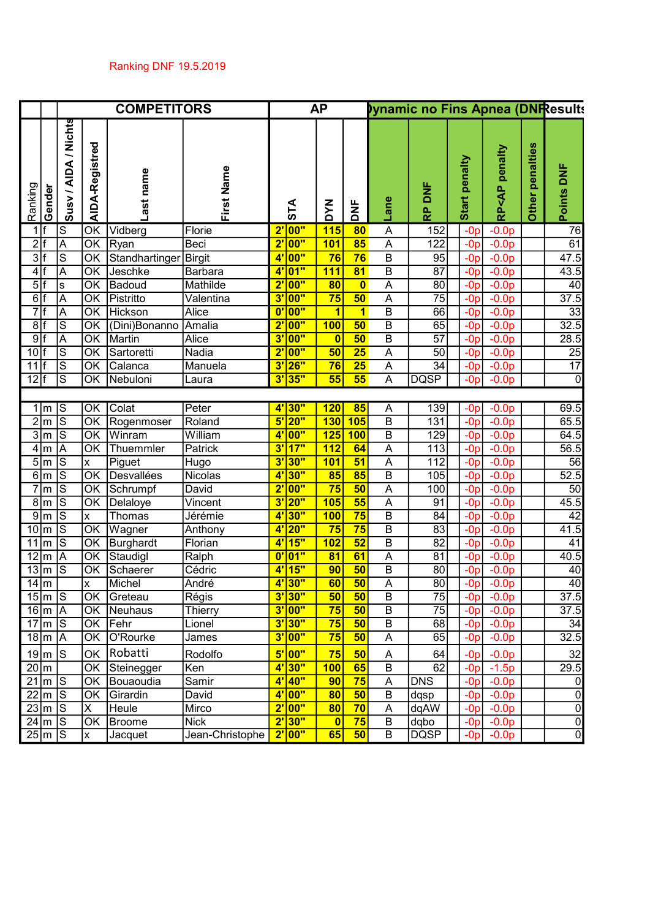Ranking DNF 19.5.2019

| COMPETITORS | | | | | | AP | | | Dynamic no Fins Apnea (DNF) | | | | | Results |
|---|---|---|---|---|---|---|---|---|---|---|---|---|---|---|
| Ranking | Gender | Susv / AIDA / Nichts | AIDA-Registred | Last name | First Name | STA | DYN | DNF | Lane | RP DNF | Start penalty | RP<AP penalty | Other penalties | Points DNF |
| 1 | f | S | OK | Vidberg | Florie | 2' 00" | 115 | 80 | A | 152 | -0p | -0.0p | | 76 |
| 2 | f | A | OK | Ryan | Beci | 2' 00" | 101 | 85 | A | 122 | -0p | -0.0p | | 61 |
| 3 | f | S | OK | Standhartinger | Birgit | 4' 00" | 76 | 76 | A | 95 | -0p | -0.0p | | 47.5 |
| 4 | f | A | OK | Jeschke | Barbara | 4' 01" | 111 | 81 | B | 87 | -0p | -0.0p | | 43.5 |
| 5 | f | s | OK | Badoud | Mathilde | 2' 00" | 80 | 0 | A | 80 | -0p | -0.0p | | 40 |
| 6 | f | A | OK | Pistritto | Valentina | 3' 00" | 75 | 50 | A | 75 | -0p | -0.0p | | 37.5 |
| 7 | f | A | OK | Hickson | Alice | 0' 00" | 1 | 1 | B | 66 | -0p | -0.0p | | 33 |
| 8 | f | S | OK | (Dini)Bonanno | Amalia | 2' 00" | 100 | 50 | B | 65 | -0p | -0.0p | | 32.5 |
| 9 | f | A | OK | Martin | Alice | 3' 00" | 0 | 50 | B | 57 | -0p | -0.0p | | 28.5 |
| 10 | f | S | OK | Sartoretti | Nadia | 2' 00" | 50 | 25 | A | 50 | -0p | -0.0p | | 25 |
| 11 | f | S | OK | Calanca | Manuela | 3' 26" | 76 | 25 | A | 34 | -0p | -0.0p | | 17 |
| 12 | f | S | OK | Nebuloni | Laura | 3' 35" | 55 | 55 | A | DQSP | -0p | -0.0p | | 0 |
| | | | | | | | | | | | | | | |
| 1 | m | S | OK | Colat | Peter | 4' 30" | 120 | 85 | A | 139 | -0p | -0.0p | | 69.5 |
| 2 | m | S | OK | Rogenmoser | Roland | 5' 20" | 130 | 105 | B | 131 | -0p | -0.0p | | 65.5 |
| 3 | m | S | OK | Winram | William | 4' 00" | 125 | 100 | B | 129 | -0p | -0.0p | | 64.5 |
| 4 | m | A | OK | Thuemmler | Patrick | 3' 17" | 112 | 64 | A | 113 | -0p | -0.0p | | 56.5 |
| 5 | m | S | x | Piguet | Hugo | 3' 30" | 101 | 51 | A | 112 | -0p | -0.0p | | 56 |
| 6 | m | S | OK | Desvallées | Nicolas | 4' 30" | 85 | 85 | B | 105 | -0p | -0.0p | | 52.5 |
| 7 | m | S | OK | Schrumpf | David | 2' 00" | 75 | 50 | A | 100 | -0p | -0.0p | | 50 |
| 8 | m | S | OK | Delaloye | Vincent | 3' 20" | 105 | 55 | A | 91 | -0p | -0.0p | | 45.5 |
| 9 | m | S | x | Thomas | Jérémie | 4' 30" | 100 | 75 | B | 84 | -0p | -0.0p | | 42 |
| 10 | m | S | OK | Wagner | Anthony | 4' 20" | 75 | 75 | B | 83 | -0p | -0.0p | | 41.5 |
| 11 | m | S | OK | Burghardt | Florian | 4' 15" | 102 | 52 | B | 82 | -0p | -0.0p | | 41 |
| 12 | m | A | OK | Staudigl | Ralph | 0' 01" | 81 | 61 | A | 81 | -0p | -0.0p | | 40.5 |
| 13 | m | S | OK | Schaerer | Cédric | 4' 15" | 90 | 50 | B | 80 | -0p | -0.0p | | 40 |
| 14 | m | | x | Michel | André | 4' 30" | 60 | 50 | A | 80 | -0p | -0.0p | | 40 |
| 15 | m | S | OK | Greteau | Régis | 3' 30" | 50 | 50 | B | 75 | -0p | -0.0p | | 37.5 |
| 16 | m | A | OK | Neuhaus | Thierry | 3' 00" | 75 | 50 | B | 75 | -0p | -0.0p | | 37.5 |
| 17 | m | S | OK | Fehr | Lionel | 3' 30" | 75 | 50 | B | 68 | -0p | -0.0p | | 34 |
| 18 | m | A | OK | O'Rourke | James | 3' 00" | 75 | 50 | A | 65 | -0p | -0.0p | | 32.5 |
| 19 | m | S | OK | Robatti | Rodolfo | 5' 00" | 75 | 50 | A | 64 | -0p | -0.0p | | 32 |
| 20 | m | | OK | Steinegger | Ken | 4' 30" | 100 | 65 | B | 62 | -0p | -1.5p | | 29.5 |
| 21 | m | S | OK | Bouaoudia | Samir | 4' 40" | 90 | 75 | A | DNS | -0p | -0.0p | | 0 |
| 22 | m | S | OK | Girardin | David | 4' 00" | 80 | 50 | B | dqsp | -0p | -0.0p | | 0 |
| 23 | m | S | X | Heule | Mirco | 2' 00" | 80 | 70 | A | dqAW | -0p | -0.0p | | 0 |
| 24 | m | S | OK | Broome | Nick | 2' 30" | 0 | 75 | B | dqbo | -0p | -0.0p | | 0 |
| 25 | m | S | x | Jacquet | Jean-Christophe | 2' 00" | 65 | 50 | B | DQSP | -0p | -0.0p | | 0 |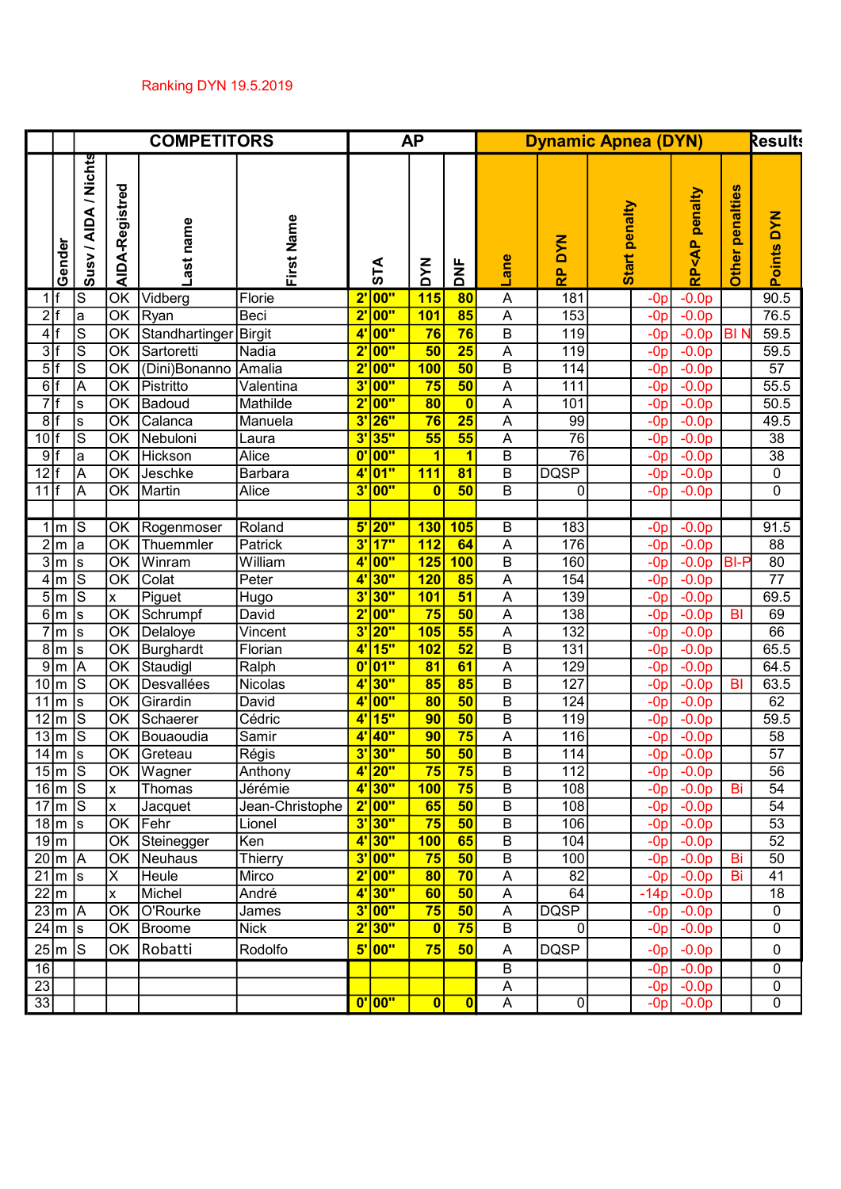Ranking DYN 19.5.2019

| | | COMPETITORS | | | | AP | | | | Dynamic Apnea (DYN) | | | | | Results |
|---|---|---|---|---|---|---|---|---|---|---|---|---|---|---|---|
| | Gender | Susv / AIDA / Nichts | AIDA-Registred | Last name | First Name | STA | DYN | DNF | Lane | RP DYN | Start penalty | RP<AP penalty | Other penalties | Points DYN |
| 1 | f | S | OK | Vidberg | Florie | 2' 00" | 115 | 80 | A | 181 | -0p | -0.0p | | 90.5 |
| 2 | f | a | OK | Ryan | Beci | 2' 00" | 101 | 85 | A | 153 | -0p | -0.0p | | 76.5 |
| 4 | f | S | OK | Standhartinger | Birgit | 4' 00" | 76 | 76 | B | 119 | -0p | -0.0p | BI N | 59.5 |
| 3 | f | S | OK | Sartoretti | Nadia | 2' 00" | 50 | 25 | A | 119 | -0p | -0.0p | | 59.5 |
| 5 | f | S | OK | (Dini)Bonanno | Amalia | 2' 00" | 100 | 50 | B | 114 | -0p | -0.0p | | 57 |
| 6 | f | A | OK | Pistritto | Valentina | 3' 00" | 75 | 50 | A | 111 | -0p | -0.0p | | 55.5 |
| 7 | f | s | OK | Badoud | Mathilde | 2' 00" | 80 | 0 | A | 101 | -0p | -0.0p | | 50.5 |
| 8 | f | s | OK | Calanca | Manuela | 3' 26" | 76 | 25 | A | 99 | -0p | -0.0p | | 49.5 |
| 10 | f | S | OK | Nebuloni | Laura | 3' 35" | 55 | 55 | A | 76 | -0p | -0.0p | | 38 |
| 9 | f | a | OK | Hickson | Alice | 0' 00" | 1 | 1 | B | 76 | -0p | -0.0p | | 38 |
| 12 | f | A | OK | Jeschke | Barbara | 4' 01" | 111 | 81 | B | DQSP | -0p | -0.0p | | 0 |
| 11 | f | A | OK | Martin | Alice | 3' 00" | 0 | 50 | B | 0 | -0p | -0.0p | | 0 |
| | | | | | | | | | | | | | | |
| 1 | m | S | OK | Rogenmoser | Roland | 5' 20" | 130 | 105 | B | 183 | -0p | -0.0p | | 91.5 |
| 2 | m | a | OK | Thuemmler | Patrick | 3' 17" | 112 | 64 | A | 176 | -0p | -0.0p | | 88 |
| 3 | m | s | OK | Winram | William | 4' 00" | 125 | 100 | B | 160 | -0p | -0.0p | BI-P | 80 |
| 4 | m | S | OK | Colat | Peter | 4' 30" | 120 | 85 | A | 154 | -0p | -0.0p | | 77 |
| 5 | m | S | x | Piguet | Hugo | 3' 30" | 101 | 51 | A | 139 | -0p | -0.0p | | 69.5 |
| 6 | m | s | OK | Schrumpf | David | 2' 00" | 75 | 50 | A | 138 | -0p | -0.0p | BI | 69 |
| 7 | m | s | OK | Delaloye | Vincent | 3' 20" | 105 | 55 | A | 132 | -0p | -0.0p | | 66 |
| 8 | m | s | OK | Burghardt | Florian | 4' 15" | 102 | 52 | B | 131 | -0p | -0.0p | | 65.5 |
| 9 | m | A | OK | Staudigl | Ralph | 0' 01" | 81 | 61 | A | 129 | -0p | -0.0p | | 64.5 |
| 10 | m | S | OK | Desvallées | Nicolas | 4' 30" | 85 | 85 | B | 127 | -0p | -0.0p | BI | 63.5 |
| 11 | m | s | OK | Girardin | David | 4' 00" | 80 | 50 | B | 124 | -0p | -0.0p | | 62 |
| 12 | m | S | OK | Schaerer | Cédric | 4' 15" | 90 | 50 | B | 119 | -0p | -0.0p | | 59.5 |
| 13 | m | S | OK | Bouaoudia | Samir | 4' 40" | 90 | 75 | A | 116 | -0p | -0.0p | | 58 |
| 14 | m | s | OK | Greteau | Régis | 3' 30" | 50 | 50 | B | 114 | -0p | -0.0p | | 57 |
| 15 | m | S | OK | Wagner | Anthony | 4' 20" | 75 | 75 | B | 112 | -0p | -0.0p | | 56 |
| 16 | m | S | x | Thomas | Jérémie | 4' 30" | 100 | 75 | B | 108 | -0p | -0.0p | Bi | 54 |
| 17 | m | S | x | Jacquet | Jean-Christophe | 2' 00" | 65 | 50 | B | 108 | -0p | -0.0p | | 54 |
| 18 | m | s | OK | Fehr | Lionel | 3' 30" | 75 | 50 | B | 106 | -0p | -0.0p | | 53 |
| 19 | m | | OK | Steinegger | Ken | 4' 30" | 100 | 65 | B | 104 | -0p | -0.0p | | 52 |
| 20 | m | A | OK | Neuhaus | Thierry | 3' 00" | 75 | 50 | B | 100 | -0p | -0.0p | Bi | 50 |
| 21 | m | s | X | Heule | Mirco | 2' 00" | 80 | 70 | A | 82 | -0p | -0.0p | Bi | 41 |
| 22 | m | | x | Michel | André | 4' 30" | 60 | 50 | A | 64 | -14p | -0.0p | | 18 |
| 23 | m | A | OK | O'Rourke | James | 3' 00" | 75 | 50 | A | DQSP | -0p | -0.0p | | 0 |
| 24 | m | s | OK | Broome | Nick | 2' 30" | 0 | 75 | B | 0 | -0p | -0.0p | | 0 |
| 25 | m | S | OK | Robatti | Rodolfo | 5' 00" | 75 | 50 | A | DQSP | -0p | -0.0p | | 0 |
| 16 | | | | | | | | | B | | -0p | -0.0p | | 0 |
| 23 | | | | | | | | | A | | -0p | -0.0p | | 0 |
| 33 | | | | | | 0' 00" | 0 | 0 | A | 0 | -0p | -0.0p | | 0 |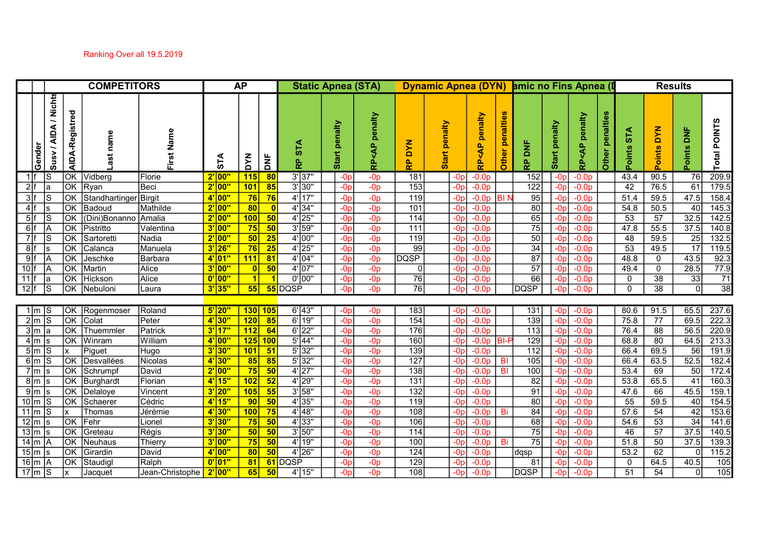Ranking Over all 19.5.2019

| | | COMPETITORS | | | | AP | | | Static Apnea (STA) | | | Dynamic Apnea (DYN) | | | | amic no Fins Apnea (I | | | | Results | | | |
|---|---|---|---|---|---|---|---|---|---|---|---|---|---|---|---|---|---|---|---|---|---|---|---|
| | Gender | Susv / AIDA / Nichts | AIDA-Registred | Last name | First Name | STA | DYN | DNF | RP STA | Start penalty | RP<AP penalty | RP DYN | Start penalty | RP<AP penalty | Other penalties | RP DNF | Start penalty | RP<AP penalty | Other penalties | Points STA | Points DYN | Points DNF | Total POINTS |
| 1 | f | S | OK | Vidberg | Florie | 2' 00" | 115 | 80 | 3' 37" | -0p | -0p | 181 | -0p | -0.0p | | 152 | -0p | -0.0p | | 43.4 | 90.5 | 76 | 209.9 |
| 2 | f | a | OK | Ryan | Beci | 2' 00" | 101 | 85 | 3' 30" | -0p | -0p | 153 | -0p | -0.0p | | 122 | -0p | -0.0p | | 42 | 76.5 | 61 | 179.5 |
| 3 | f | S | OK | Standhartinger | Birgit | 4' 00" | 76 | 76 | 4' 17" | -0p | -0p | 119 | -0p | -0.0p | BI N | 95 | -0p | -0.0p | | 51.4 | 59.5 | 47.5 | 158.4 |
| 4 | f | s | OK | Badoud | Mathilde | 2' 00" | 80 | 0 | 4' 34" | -0p | -0p | 101 | -0p | -0.0p | | 80 | -0p | -0.0p | | 54.8 | 50.5 | 40 | 145.3 |
| 5 | f | S | OK | (Dini)Bonanno | Amalia | 2' 00" | 100 | 50 | 4' 25" | -0p | -0p | 114 | -0p | -0.0p | | 65 | -0p | -0.0p | | 53 | 57 | 32.5 | 142.5 |
| 6 | f | A | OK | Pistritto | Valentina | 3' 00" | 75 | 50 | 3' 59" | -0p | -0p | 111 | -0p | -0.0p | | 75 | -0p | -0.0p | | 47.8 | 55.5 | 37.5 | 140.8 |
| 7 | f | S | OK | Sartoretti | Nadia | 2' 00" | 50 | 25 | 4' 00" | -0p | -0p | 119 | -0p | -0.0p | | 50 | -0p | -0.0p | | 48 | 59.5 | 25 | 132.5 |
| 8 | f | s | OK | Calanca | Manuela | 3' 26" | 76 | 25 | 4' 25" | -0p | -0p | 99 | -0p | -0.0p | | 34 | -0p | -0.0p | | 53 | 49.5 | 17 | 119.5 |
| 9 | f | A | OK | Jeschke | Barbara | 4' 01" | 111 | 81 | 4' 04" | -0p | -0p | DQSP | -0p | -0.0p | | 87 | -0p | -0.0p | | 48.8 | 0 | 43.5 | 92.3 |
| 10 | f | A | OK | Martin | Alice | 3' 00" | 0 | 50 | 4' 07" | -0p | -0p | 0 | -0p | -0.0p | | 57 | -0p | -0.0p | | 49.4 | 0 | 28.5 | 77.9 |
| 11 | f | a | OK | Hickson | Alice | 0' 00" | 1 | 1 | 0' 00" | -0p | -0p | 76 | -0p | -0.0p | | 66 | -0p | -0.0p | | 0 | 38 | 33 | 71 |
| 12 | f | S | OK | Nebuloni | Laura | 3' 35" | 55 | 55 | DQSP | -0p | -0p | 76 | -0p | -0.0p | | DQSP | -0p | -0.0p | | 0 | 38 | 0 | 38 |
| | | | | | | | | | | | | | | | | | | | | | | | |
| 1 | m | S | OK | Rogenmoser | Roland | 5' 20" | 130 | 105 | 6' 43" | -0p | -0p | 183 | -0p | -0.0p | | 131 | -0p | -0.0p | | 80.6 | 91.5 | 65.5 | 237.6 |
| 2 | m | S | OK | Colat | Peter | 4' 30" | 120 | 85 | 6' 19" | -0p | -0p | 154 | -0p | -0.0p | | 139 | -0p | -0.0p | | 75.8 | 77 | 69.5 | 222.3 |
| 3 | m | a | OK | Thuemmler | Patrick | 3' 17" | 112 | 64 | 6' 22" | -0p | -0p | 176 | -0p | -0.0p | | 113 | -0p | -0.0p | | 76.4 | 88 | 56.5 | 220.9 |
| 4 | m | s | OK | Winram | William | 4' 00" | 125 | 100 | 5' 44" | -0p | -0p | 160 | -0p | -0.0p | BI-P | 129 | -0p | -0.0p | | 68.8 | 80 | 64.5 | 213.3 |
| 5 | m | S | x | Piguet | Hugo | 3' 30" | 101 | 51 | 5' 32" | -0p | -0p | 139 | -0p | -0.0p | | 112 | -0p | -0.0p | | 66.4 | 69.5 | 56 | 191.9 |
| 6 | m | S | OK | Desvallées | Nicolas | 4' 30" | 85 | 85 | 5' 32" | -0p | -0p | 127 | -0p | -0.0p | BI | 105 | -0p | -0.0p | | 66.4 | 63.5 | 52.5 | 182.4 |
| 7 | m | s | OK | Schrumpf | David | 2' 00" | 75 | 50 | 4' 27" | -0p | -0p | 138 | -0p | -0.0p | BI | 100 | -0p | -0.0p | | 53.4 | 69 | 50 | 172.4 |
| 8 | m | s | OK | Burghardt | Florian | 4' 15" | 102 | 52 | 4' 29" | -0p | -0p | 131 | -0p | -0.0p | | 82 | -0p | -0.0p | | 53.8 | 65.5 | 41 | 160.3 |
| 9 | m | s | OK | Delaloye | Vincent | 3' 20" | 105 | 55 | 3' 58" | -0p | -0p | 132 | -0p | -0.0p | | 91 | -0p | -0.0p | | 47.6 | 66 | 45.5 | 159.1 |
| 10 | m | S | OK | Schaerer | Cédric | 4' 15" | 90 | 50 | 4' 35" | -0p | -0p | 119 | -0p | -0.0p | | 80 | -0p | -0.0p | | 55 | 59.5 | 40 | 154.5 |
| 11 | m | S | x | Thomas | Jérémie | 4' 30" | 100 | 75 | 4' 48" | -0p | -0p | 108 | -0p | -0.0p | Bi | 84 | -0p | -0.0p | | 57.6 | 54 | 42 | 153.6 |
| 12 | m | s | OK | Fehr | Lionel | 3' 30" | 75 | 50 | 4' 33" | -0p | -0p | 106 | -0p | -0.0p | | 68 | -0p | -0.0p | | 54.6 | 53 | 34 | 141.6 |
| 13 | m | s | OK | Greteau | Régis | 3' 30" | 50 | 50 | 3' 50" | -0p | -0p | 114 | -0p | -0.0p | | 75 | -0p | -0.0p | | 46 | 57 | 37.5 | 140.5 |
| 14 | m | A | OK | Neuhaus | Thierry | 3' 00" | 75 | 50 | 4' 19" | -0p | -0p | 100 | -0p | -0.0p | Bi | 75 | -0p | -0.0p | | 51.8 | 50 | 37.5 | 139.3 |
| 15 | m | s | OK | Girardin | David | 4' 00" | 80 | 50 | 4' 26" | -0p | -0p | 124 | -0p | -0.0p | | dqsp | -0p | -0.0p | | 53.2 | 62 | 0 | 115.2 |
| 16 | m | A | OK | Staudigl | Ralph | 0' 01" | 81 | 61 | DQSP | -0p | -0p | 129 | -0p | -0.0p | | 81 | -0p | -0.0p | | 0 | 64.5 | 40.5 | 105 |
| 17 | m | S | x | Jacquet | Jean-Christophe | 2' 00" | 65 | 50 | 4' 15" | -0p | -0p | 108 | -0p | -0.0p | | DQSP | -0p | -0.0p | | 51 | 54 | 0 | 105 |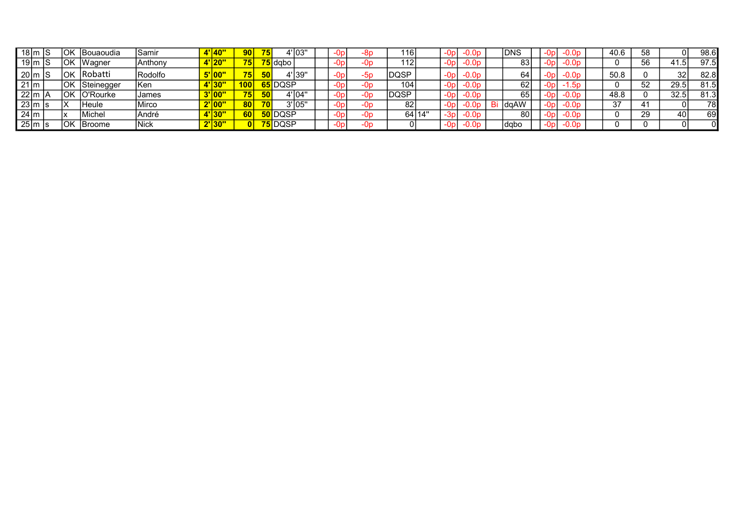| | | | | | | | | | | | | | | | | | | | | | | | | | | | | |
|---|---|---|---|---|---|---|---|---|---|---|---|---|---|---|---|---|---|---|---|---|---|---|---|---|---|---|---|---|
| 18 | m | S | OK | Bouaoudia | Samir | 4' | 40" | 90 | 75 | 4' | 03" | | -0p | -8p | 116 | | -0p | -0.0p | | DNS | | -0p | -0.0p | | 40.6 | 58 | 0 | 98.6 |
| 19 | m | S | OK | Wagner | Anthony | 4' | 20" | 75 | 75 | dqbo | | | -0p | -0p | 112 | | -0p | -0.0p | | 83 | | -0p | -0.0p | | 0 | 56 | 41.5 | 97.5 |
| 20 | m | S | OK | Robatti | Rodolfo | 5' | 00" | 75 | 50 | 4' | 39" | | -0p | -5p | DQSP | | -0p | -0.0p | | 64 | | -0p | -0.0p | | 50.8 | 0 | 32 | 82.8 |
| 21 | m | | OK | Steinegger | Ken | 4' | 30" | 100 | 65 | DQSP | | | -0p | -0p | 104 | | -0p | -0.0p | | 62 | | -0p | -1.5p | | 0 | 52 | 29.5 | 81.5 |
| 22 | m | A | OK | O'Rourke | James | 3' | 00" | 75 | 50 | 4' | 04" | | -0p | -0p | DQSP | | -0p | -0.0p | | 65 | | -0p | -0.0p | | 48.8 | 0 | 32.5 | 81.3 |
| 23 | m | s | X | Heule | Mirco | 2' | 00" | 80 | 70 | 3' | 05" | | -0p | -0p | 82 | | -0p | -0.0p | Bi | dqAW | | -0p | -0.0p | | 37 | 41 | 0 | 78 |
| 24 | m | | x | Michel | André | 4' | 30" | 60 | 50 | DQSP | | | -0p | -0p | 64 | 14" | -3p | -0.0p | | 80 | | -0p | -0.0p | | 0 | 29 | 40 | 69 |
| 25 | m | s | OK | Broome | Nick | 2' | 30" | 0 | 75 | DQSP | | | -0p | -0p | 0 | | -0p | -0.0p | | dqbo | | -0p | -0.0p | | 0 | 0 | 0 | 0 |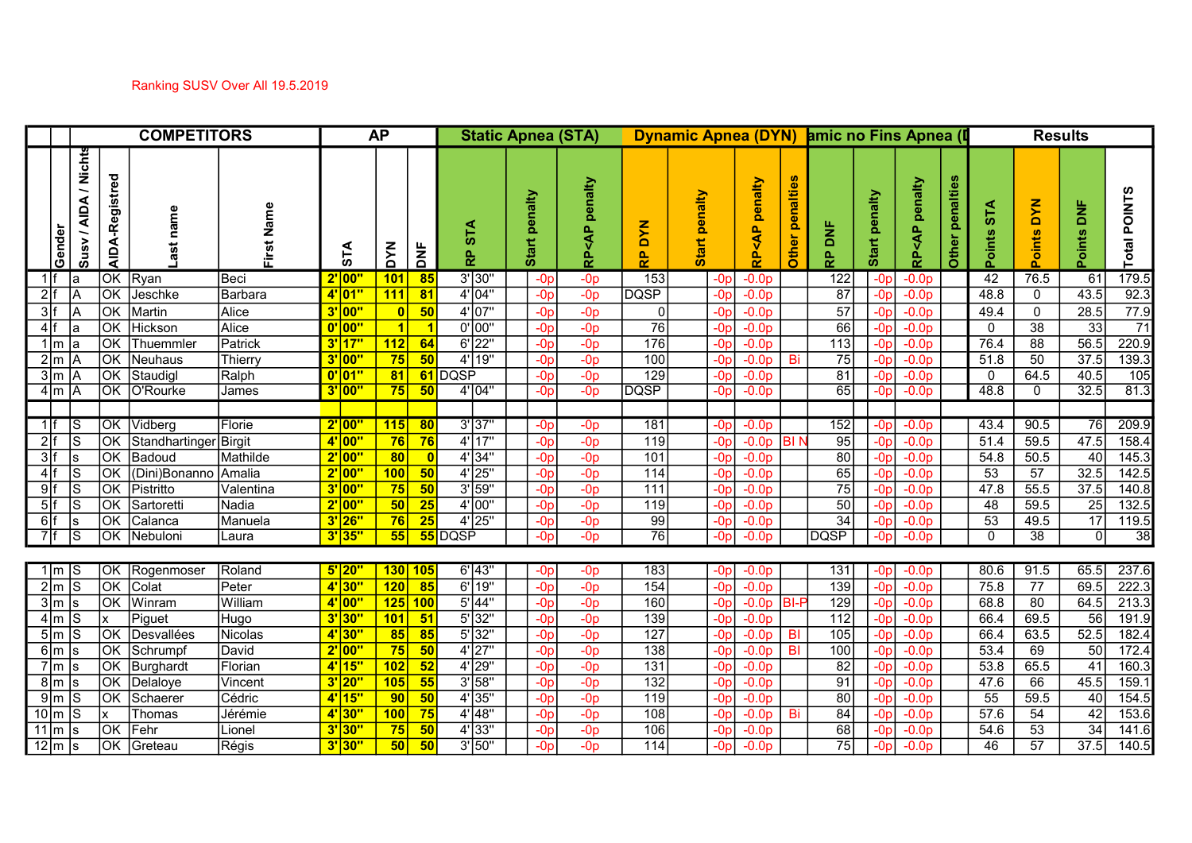Ranking SUSV Over All 19.5.2019

| | | COMPETITORS | | | | AP | | | | | Static Apnea (STA) | | | Dynamic Apnea (DYN) | | | | amic no Fins Apnea (D | | | | Results | | | |
|---|---|---|---|---|---|---|---|---|---|---|---|---|---|---|---|---|---|---|---|---|---|---|---|---|---|
| | Gender | Susv / AIDA / Nichts | AIDA-Registred | Last name | First Name | STA | | DYN | DNF | RP STA | | Start penalty | RP<AP penalty | RP DYN | Start penalty | RP<AP penalty | Other penalties | RP DNF | Start penalty | RP<AP penalty | Other penalties | Points STA | Points DYN | Points DNF | Total POINTS |
| 1 | f | a | OK | Ryan | Beci | 2' | 00" | 101 | 85 | 3' | 30" | -0p | -0p | 153 | -0p | -0.0p | | 122 | -0p | -0.0p | | 42 | 76.5 | 61 | 179.5 |
| 2 | f | A | OK | Jeschke | Barbara | 4' | 01" | 111 | 81 | 4' | 04" | -0p | -0p | DQSP | -0p | -0.0p | | 87 | -0p | -0.0p | | 48.8 | 0 | 43.5 | 92.3 |
| 3 | f | A | OK | Martin | Alice | 3' | 00" | 0 | 50 | 4' | 07" | -0p | -0p | 0 | -0p | -0.0p | | 57 | -0p | -0.0p | | 49.4 | 0 | 28.5 | 77.9 |
| 4 | f | a | OK | Hickson | Alice | 0' | 00" | 1 | 1 | 0' | 00" | -0p | -0p | 76 | -0p | -0.0p | | 66 | -0p | -0.0p | | 0 | 38 | 33 | 71 |
| 1 | m | a | OK | Thuemmler | Patrick | 3' | 17" | 112 | 64 | 6' | 22" | -0p | -0p | 176 | -0p | -0.0p | | 113 | -0p | -0.0p | | 76.4 | 88 | 56.5 | 220.9 |
| 2 | m | A | OK | Neuhaus | Thierry | 3' | 00" | 75 | 50 | 4' | 19" | -0p | -0p | 100 | -0p | -0.0p | Bi | 75 | -0p | -0.0p | | 51.8 | 50 | 37.5 | 139.3 |
| 3 | m | A | OK | Staudigl | Ralph | 0' | 01" | 81 | 61 | DQSP | | -0p | -0p | 129 | -0p | -0.0p | | 81 | -0p | -0.0p | | 0 | 64.5 | 40.5 | 105 |
| 4 | m | A | OK | O'Rourke | James | 3' | 00" | 75 | 50 | 4' | 04" | -0p | -0p | DQSP | -0p | -0.0p | | 65 | -0p | -0.0p | | 48.8 | 0 | 32.5 | 81.3 |
| | | | | | | | | | | | | | | | | | | | | | | | | | |
| 1 | f | S | OK | Vidberg | Florie | 2' | 00" | 115 | 80 | 3' | 37" | -0p | -0p | 181 | -0p | -0.0p | | 152 | -0p | -0.0p | | 43.4 | 90.5 | 76 | 209.9 |
| 2 | f | S | OK | Standhartinger | Birgit | 4' | 00" | 76 | 76 | 4' | 17" | -0p | -0p | 119 | -0p | -0.0p | BI N | 95 | -0p | -0.0p | | 51.4 | 59.5 | 47.5 | 158.4 |
| 3 | f | s | OK | Badoud | Mathilde | 2' | 00" | 80 | 0 | 4' | 34" | -0p | -0p | 101 | -0p | -0.0p | | 80 | -0p | -0.0p | | 54.8 | 50.5 | 40 | 145.3 |
| 4 | f | S | OK | (Dini)Bonanno | Amalia | 2' | 00" | 100 | 50 | 4' | 25" | -0p | -0p | 114 | -0p | -0.0p | | 65 | -0p | -0.0p | | 53 | 57 | 32.5 | 142.5 |
| 9 | f | S | OK | Pistritto | Valentina | 3' | 00" | 75 | 50 | 3' | 59" | -0p | -0p | 111 | -0p | -0.0p | | 75 | -0p | -0.0p | | 47.8 | 55.5 | 37.5 | 140.8 |
| 5 | f | S | OK | Sartoretti | Nadia | 2' | 00" | 50 | 25 | 4' | 00" | -0p | -0p | 119 | -0p | -0.0p | | 50 | -0p | -0.0p | | 48 | 59.5 | 25 | 132.5 |
| 6 | f | s | OK | Calanca | Manuela | 3' | 26" | 76 | 25 | 4' | 25" | -0p | -0p | 99 | -0p | -0.0p | | 34 | -0p | -0.0p | | 53 | 49.5 | 17 | 119.5 |
| 7 | f | S | OK | Nebuloni | Laura | 3' | 35" | 55 | 55 | DQSP | | -0p | -0p | 76 | -0p | -0.0p | | DQSP | -0p | -0.0p | | 0 | 38 | 0 | 38 |
| | | | | | | | | | | | | | | | | | | | | | | | | | |
| 1 | m | S | OK | Rogenmoser | Roland | 5' | 20" | 130 | 105 | 6' | 43" | -0p | -0p | 183 | -0p | -0.0p | | 131 | -0p | -0.0p | | 80.6 | 91.5 | 65.5 | 237.6 |
| 2 | m | S | OK | Colat | Peter | 4' | 30" | 120 | 85 | 6' | 19" | -0p | -0p | 154 | -0p | -0.0p | | 139 | -0p | -0.0p | | 75.8 | 77 | 69.5 | 222.3 |
| 3 | m | s | OK | Winram | William | 4' | 00" | 125 | 100 | 5' | 44" | -0p | -0p | 160 | -0p | -0.0p | BI-P | 129 | -0p | -0.0p | | 68.8 | 80 | 64.5 | 213.3 |
| 4 | m | S | x | Piguet | Hugo | 3' | 30" | 101 | 51 | 5' | 32" | -0p | -0p | 139 | -0p | -0.0p | | 112 | -0p | -0.0p | | 66.4 | 69.5 | 56 | 191.9 |
| 5 | m | S | OK | Desvallées | Nicolas | 4' | 30" | 85 | 85 | 5' | 32" | -0p | -0p | 127 | -0p | -0.0p | BI | 105 | -0p | -0.0p | | 66.4 | 63.5 | 52.5 | 182.4 |
| 6 | m | s | OK | Schrumpf | David | 2' | 00" | 75 | 50 | 4' | 27" | -0p | -0p | 138 | -0p | -0.0p | BI | 100 | -0p | -0.0p | | 53.4 | 69 | 50 | 172.4 |
| 7 | m | s | OK | Burghardt | Florian | 4' | 15" | 102 | 52 | 4' | 29" | -0p | -0p | 131 | -0p | -0.0p | | 82 | -0p | -0.0p | | 53.8 | 65.5 | 41 | 160.3 |
| 8 | m | s | OK | Delaloye | Vincent | 3' | 20" | 105 | 55 | 3' | 58" | -0p | -0p | 132 | -0p | -0.0p | | 91 | -0p | -0.0p | | 47.6 | 66 | 45.5 | 159.1 |
| 9 | m | S | OK | Schaerer | Cédric | 4' | 15" | 90 | 50 | 4' | 35" | -0p | -0p | 119 | -0p | -0.0p | | 80 | -0p | -0.0p | | 55 | 59.5 | 40 | 154.5 |
| 10 | m | S | x | Thomas | Jérémie | 4' | 30" | 100 | 75 | 4' | 48" | -0p | -0p | 108 | -0p | -0.0p | Bi | 84 | -0p | -0.0p | | 57.6 | 54 | 42 | 153.6 |
| 11 | m | s | OK | Fehr | Lionel | 3' | 30" | 75 | 50 | 4' | 33" | -0p | -0p | 106 | -0p | -0.0p | | 68 | -0p | -0.0p | | 54.6 | 53 | 34 | 141.6 |
| 12 | m | s | OK | Greteau | Régis | 3' | 30" | 50 | 50 | 3' | 50" | -0p | -0p | 114 | -0p | -0.0p | | 75 | -0p | -0.0p | | 46 | 57 | 37.5 | 140.5 |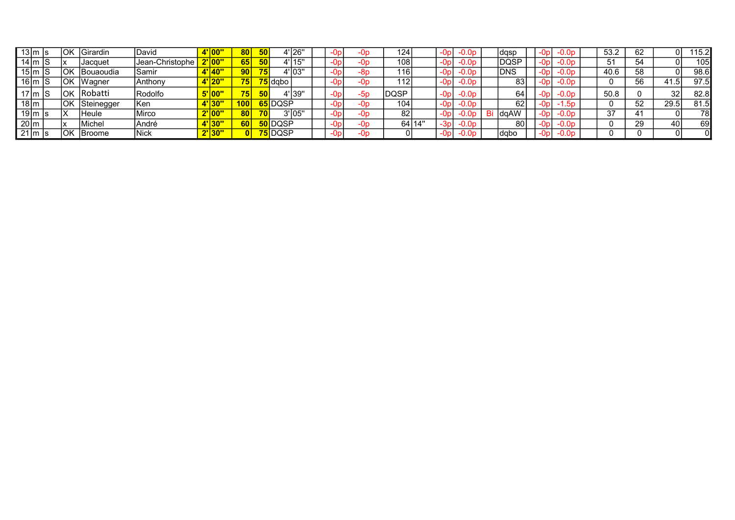| | | | | | | | | | | | | | | | | | | | | | | | | | | | | |
|---|---|---|---|---|---|---|---|---|---|---|---|---|---|---|---|---|---|---|---|---|---|---|---|---|---|---|---|---|
| 13 | m | s | OK | Girardin | David | 4' | 00" | 80 | 50 | 4' | 26" | | -0p | -0p | 124 | | -0p | -0.0p | | dqsp | | -0p | -0.0p | | 53.2 | 62 | 0 | 115.2 |
| 14 | m | S | x | Jacquet | Jean-Christophe | 2' | 00" | 65 | 50 | 4' | 15" | | -0p | -0p | 108 | | -0p | -0.0p | | DQSP | | -0p | -0.0p | | 51 | 54 | 0 | 105 |
| 15 | m | S | OK | Bouaoudia | Samir | 4' | 40" | 90 | 75 | 4' | 03" | | -0p | -8p | 116 | | -0p | -0.0p | | DNS | | -0p | -0.0p | | 40.6 | 58 | 0 | 98.6 |
| 16 | m | S | OK | Wagner | Anthony | 4' | 20" | 75 | 75 | dqbo | | | -0p | -0p | 112 | | -0p | -0.0p | | 83 | | -0p | -0.0p | | 0 | 56 | 41.5 | 97.5 |
| 17 | m | S | OK | Robatti | Rodolfo | 5' | 00" | 75 | 50 | 4' | 39" | | -0p | -5p | DQSP | | -0p | -0.0p | | 64 | | -0p | -0.0p | | 50.8 | 0 | 32 | 82.8 |
| 18 | m | | OK | Steinegger | Ken | 4' | 30" | 100 | 65 | DQSP | | | -0p | -0p | 104 | | -0p | -0.0p | | 62 | | -0p | -1.5p | | 0 | 52 | 29.5 | 81.5 |
| 19 | m | s | X | Heule | Mirco | 2' | 00" | 80 | 70 | 3' | 05" | | -0p | -0p | 82 | | -0p | -0.0p | Bi | dqAW | | -0p | -0.0p | | 37 | 41 | 0 | 78 |
| 20 | m | | x | Michel | André | 4' | 30" | 60 | 50 | DQSP | | | -0p | -0p | 64 | 14" | -3p | -0.0p | | 80 | | -0p | -0.0p | | 0 | 29 | 40 | 69 |
| 21 | m | s | OK | Broome | Nick | 2' | 30" | 0 | 75 | DQSP | | | -0p | -0p | 0 | | -0p | -0.0p | | dqbo | | -0p | -0.0p | | 0 | 0 | 0 | 0 |